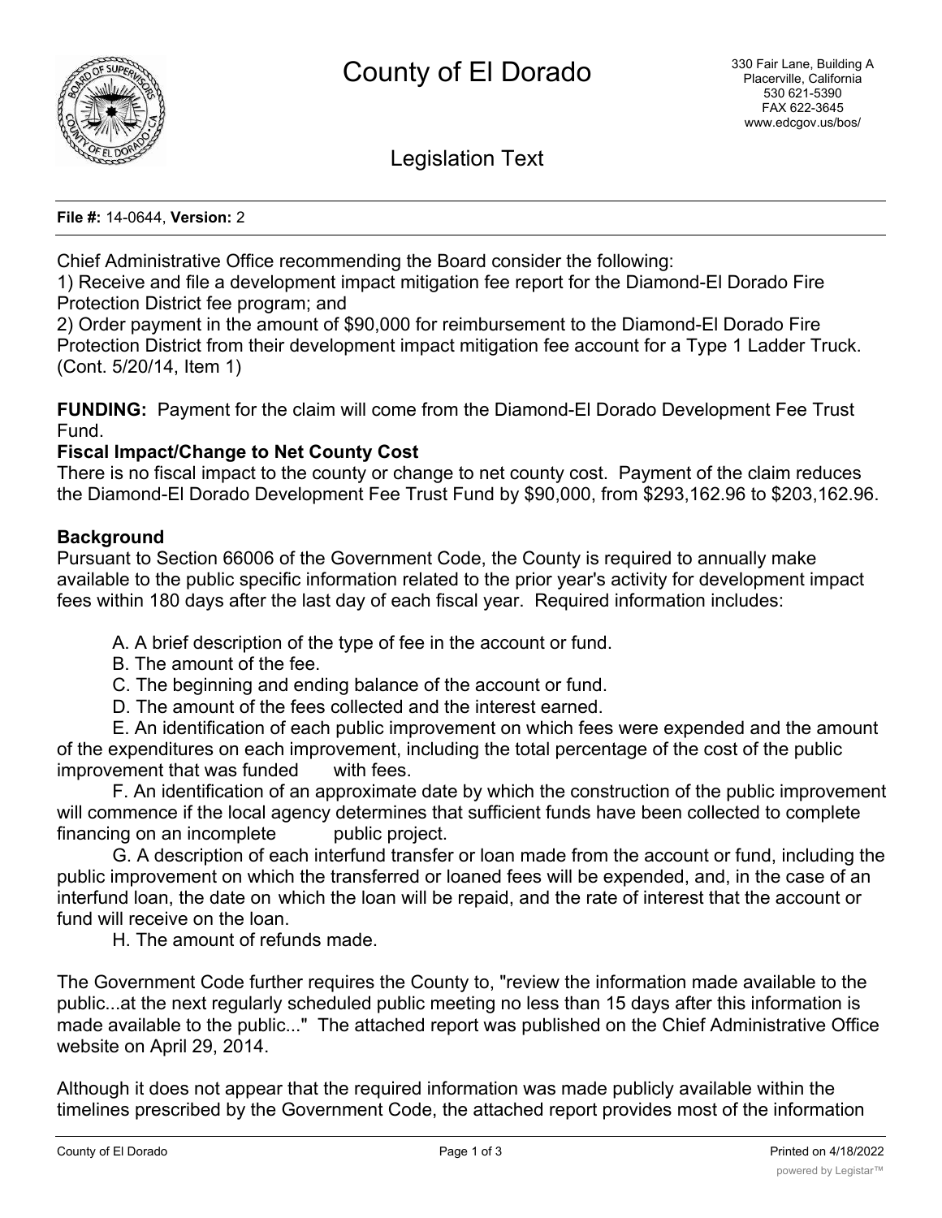# County of El Dorado

330 Fair Lane, Building A
Placerville, California
530 621-5390
FAX 622-3645
www.edcgov.us/bos/

## Legislation Text

**File #:** 14-0644, **Version:** 2

Chief Administrative Office recommending the Board consider the following:
1) Receive and file a development impact mitigation fee report for the Diamond-El Dorado Fire Protection District fee program; and
2) Order payment in the amount of $90,000 for reimbursement to the Diamond-El Dorado Fire Protection District from their development impact mitigation fee account for a Type 1 Ladder Truck. (Cont. 5/20/14, Item 1)

**FUNDING:** Payment for the claim will come from the Diamond-El Dorado Development Fee Trust Fund.

**Fiscal Impact/Change to Net County Cost**

There is no fiscal impact to the county or change to net county cost. Payment of the claim reduces the Diamond-El Dorado Development Fee Trust Fund by $90,000, from $293,162.96 to $203,162.96.

**Background**

Pursuant to Section 66006 of the Government Code, the County is required to annually make available to the public specific information related to the prior year's activity for development impact fees within 180 days after the last day of each fiscal year. Required information includes:

A. A brief description of the type of fee in the account or fund.
B. The amount of the fee.
C. The beginning and ending balance of the account or fund.
D. The amount of the fees collected and the interest earned.
E. An identification of each public improvement on which fees were expended and the amount of the expenditures on each improvement, including the total percentage of the cost of the public improvement that was funded with fees.
F. An identification of an approximate date by which the construction of the public improvement will commence if the local agency determines that sufficient funds have been collected to complete financing on an incomplete public project.
G. A description of each interfund transfer or loan made from the account or fund, including the public improvement on which the transferred or loaned fees will be expended, and, in the case of an interfund loan, the date on which the loan will be repaid, and the rate of interest that the account or fund will receive on the loan.
H. The amount of refunds made.

The Government Code further requires the County to, "review the information made available to the public...at the next regularly scheduled public meeting no less than 15 days after this information is made available to the public..." The attached report was published on the Chief Administrative Office website on April 29, 2014.

Although it does not appear that the required information was made publicly available within the timelines prescribed by the Government Code, the attached report provides most of the information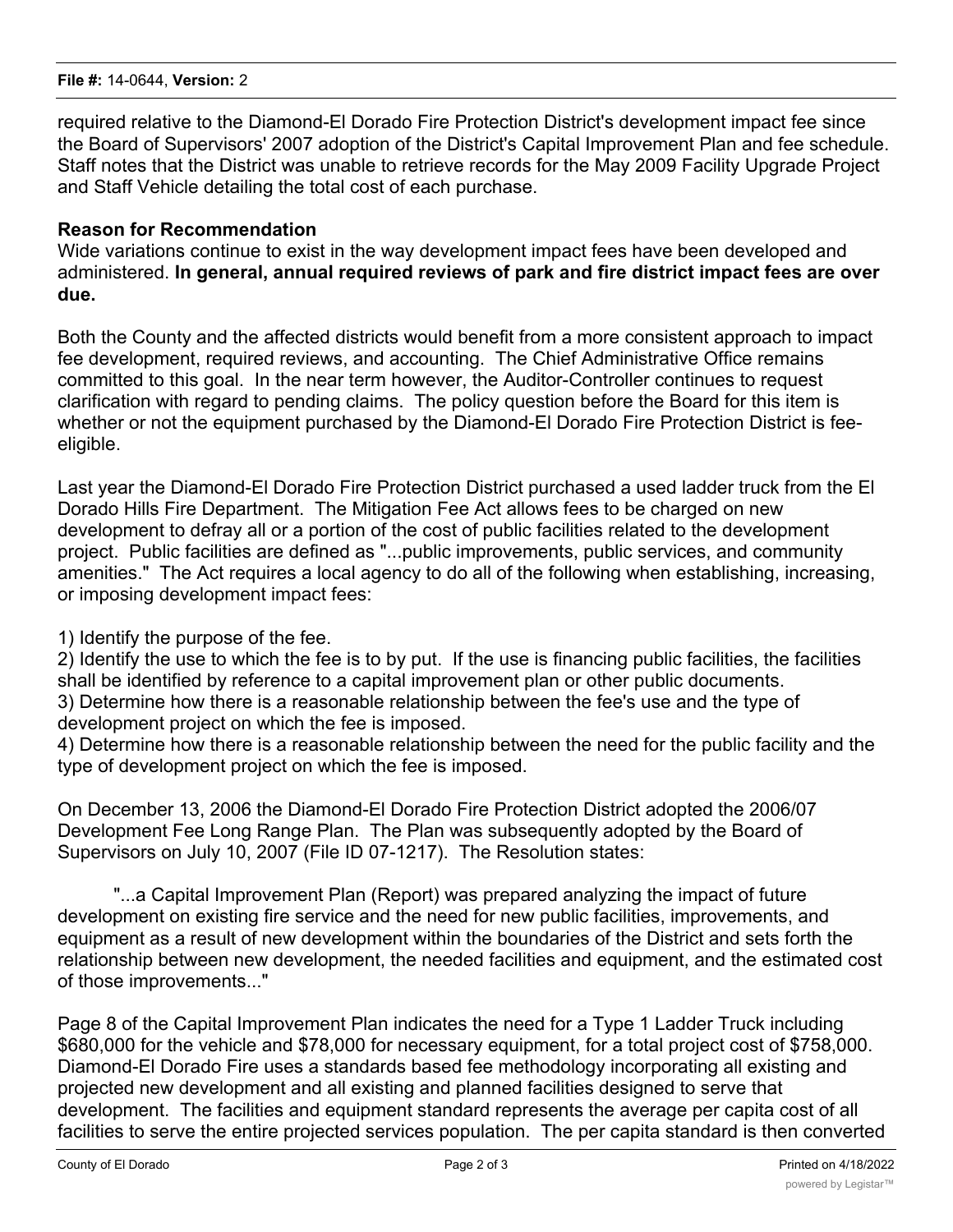required relative to the Diamond-El Dorado Fire Protection District's development impact fee since the Board of Supervisors' 2007 adoption of the District's Capital Improvement Plan and fee schedule. Staff notes that the District was unable to retrieve records for the May 2009 Facility Upgrade Project and Staff Vehicle detailing the total cost of each purchase.

**Reason for Recommendation**

Wide variations continue to exist in the way development impact fees have been developed and administered. **In general, annual required reviews of park and fire district impact fees are over due.**

Both the County and the affected districts would benefit from a more consistent approach to impact fee development, required reviews, and accounting. The Chief Administrative Office remains committed to this goal. In the near term however, the Auditor-Controller continues to request clarification with regard to pending claims. The policy question before the Board for this item is whether or not the equipment purchased by the Diamond-El Dorado Fire Protection District is fee-eligible.

Last year the Diamond-El Dorado Fire Protection District purchased a used ladder truck from the El Dorado Hills Fire Department. The Mitigation Fee Act allows fees to be charged on new development to defray all or a portion of the cost of public facilities related to the development project. Public facilities are defined as "...public improvements, public services, and community amenities." The Act requires a local agency to do all of the following when establishing, increasing, or imposing development impact fees:

1) Identify the purpose of the fee.
2) Identify the use to which the fee is to by put. If the use is financing public facilities, the facilities shall be identified by reference to a capital improvement plan or other public documents.
3) Determine how there is a reasonable relationship between the fee's use and the type of development project on which the fee is imposed.
4) Determine how there is a reasonable relationship between the need for the public facility and the type of development project on which the fee is imposed.

On December 13, 2006 the Diamond-El Dorado Fire Protection District adopted the 2006/07 Development Fee Long Range Plan. The Plan was subsequently adopted by the Board of Supervisors on July 10, 2007 (File ID 07-1217). The Resolution states:

> "...a Capital Improvement Plan (Report) was prepared analyzing the impact of future development on existing fire service and the need for new public facilities, improvements, and equipment as a result of new development within the boundaries of the District and sets forth the relationship between new development, the needed facilities and equipment, and the estimated cost of those improvements..."

Page 8 of the Capital Improvement Plan indicates the need for a Type 1 Ladder Truck including $680,000 for the vehicle and $78,000 for necessary equipment, for a total project cost of $758,000. Diamond-El Dorado Fire uses a standards based fee methodology incorporating all existing and projected new development and all existing and planned facilities designed to serve that development. The facilities and equipment standard represents the average per capita cost of all facilities to serve the entire projected services population. The per capita standard is then converted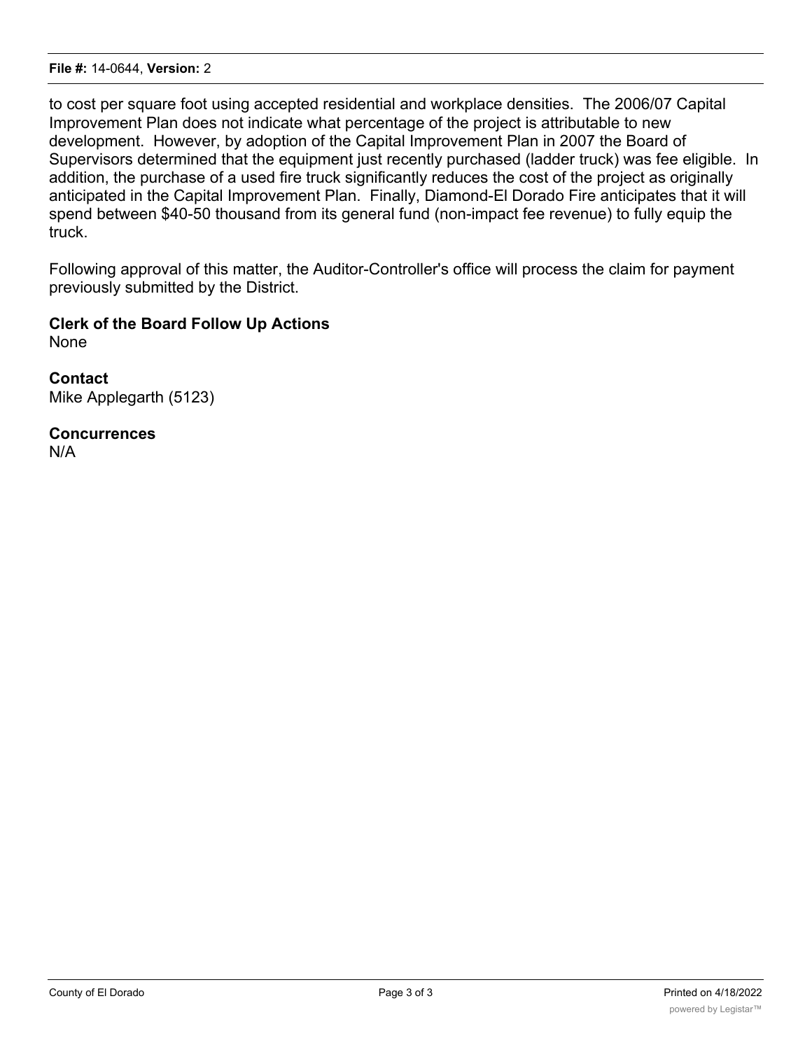to cost per square foot using accepted residential and workplace densities. The 2006/07 Capital Improvement Plan does not indicate what percentage of the project is attributable to new development. However, by adoption of the Capital Improvement Plan in 2007 the Board of Supervisors determined that the equipment just recently purchased (ladder truck) was fee eligible. In addition, the purchase of a used fire truck significantly reduces the cost of the project as originally anticipated in the Capital Improvement Plan. Finally, Diamond-El Dorado Fire anticipates that it will spend between $40-50 thousand from its general fund (non-impact fee revenue) to fully equip the truck.

Following approval of this matter, the Auditor-Controller's office will process the claim for payment previously submitted by the District.

## Clerk of the Board Follow Up Actions

None

## Contact

Mike Applegarth (5123)

## Concurrences

N/A